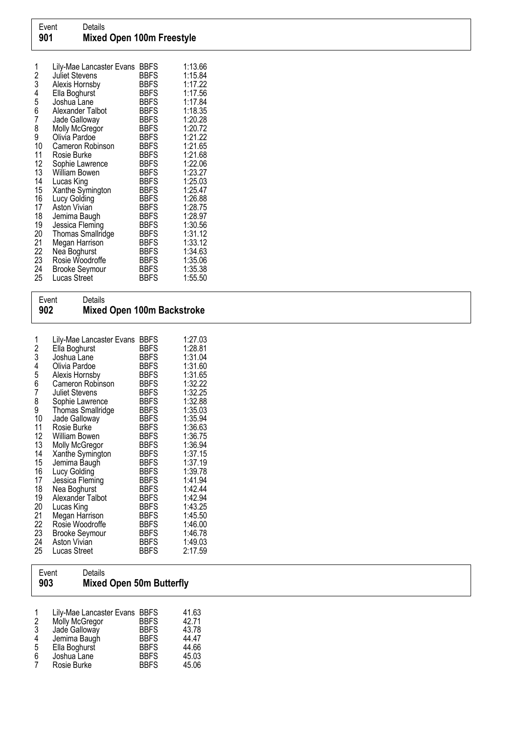| Event | Details |
| --- | --- |
| **901** | **Mixed Open 100m Freestyle** |

| | | | |
| --- | --- | --- | --- |
| 1 | Lily-Mae Lancaster Evans | BBFS | 1:13.66 |
| 2 | Juliet Stevens | BBFS | 1:15.84 |
| 3 | Alexis Hornsby | BBFS | 1:17.22 |
| 4 | Ella Boghurst | BBFS | 1:17.56 |
| 5 | Joshua Lane | BBFS | 1:17.84 |
| 6 | Alexander Talbot | BBFS | 1:18.35 |
| 7 | Jade Galloway | BBFS | 1:20.28 |
| 8 | Molly McGregor | BBFS | 1:20.72 |
| 9 | Olivia Pardoe | BBFS | 1:21.22 |
| 10 | Cameron Robinson | BBFS | 1:21.65 |
| 11 | Rosie Burke | BBFS | 1:21.68 |
| 12 | Sophie Lawrence | BBFS | 1:22.06 |
| 13 | William Bowen | BBFS | 1:23.27 |
| 14 | Lucas King | BBFS | 1:25.03 |
| 15 | Xanthe Symington | BBFS | 1:25.47 |
| 16 | Lucy Golding | BBFS | 1:26.88 |
| 17 | Aston Vivian | BBFS | 1:28.75 |
| 18 | Jemima Baugh | BBFS | 1:28.97 |
| 19 | Jessica Fleming | BBFS | 1:30.56 |
| 20 | Thomas Smallridge | BBFS | 1:31.12 |
| 21 | Megan Harrison | BBFS | 1:33.12 |
| 22 | Nea Boghurst | BBFS | 1:34.63 |
| 23 | Rosie Woodroffe | BBFS | 1:35.06 |
| 24 | Brooke Seymour | BBFS | 1:35.38 |
| 25 | Lucas Street | BBFS | 1:55.50 |

| Event | Details |
| --- | --- |
| **902** | **Mixed Open 100m Backstroke** |

| | | | |
| --- | --- | --- | --- |
| 1 | Lily-Mae Lancaster Evans | BBFS | 1:27.03 |
| 2 | Ella Boghurst | BBFS | 1:28.81 |
| 3 | Joshua Lane | BBFS | 1:31.04 |
| 4 | Olivia Pardoe | BBFS | 1:31.60 |
| 5 | Alexis Hornsby | BBFS | 1:31.65 |
| 6 | Cameron Robinson | BBFS | 1:32.22 |
| 7 | Juliet Stevens | BBFS | 1:32.25 |
| 8 | Sophie Lawrence | BBFS | 1:32.88 |
| 9 | Thomas Smallridge | BBFS | 1:35.03 |
| 10 | Jade Galloway | BBFS | 1:35.94 |
| 11 | Rosie Burke | BBFS | 1:36.63 |
| 12 | William Bowen | BBFS | 1:36.75 |
| 13 | Molly McGregor | BBFS | 1:36.94 |
| 14 | Xanthe Symington | BBFS | 1:37.15 |
| 15 | Jemima Baugh | BBFS | 1:37.19 |
| 16 | Lucy Golding | BBFS | 1:39.78 |
| 17 | Jessica Fleming | BBFS | 1:41.94 |
| 18 | Nea Boghurst | BBFS | 1:42.44 |
| 19 | Alexander Talbot | BBFS | 1:42.94 |
| 20 | Lucas King | BBFS | 1:43.25 |
| 21 | Megan Harrison | BBFS | 1:45.50 |
| 22 | Rosie Woodroffe | BBFS | 1:46.00 |
| 23 | Brooke Seymour | BBFS | 1:46.78 |
| 24 | Aston Vivian | BBFS | 1:49.03 |
| 25 | Lucas Street | BBFS | 2:17.59 |

| Event | Details |
| --- | --- |
| **903** | **Mixed Open 50m Butterfly** |

| | | | |
| --- | --- | --- | --- |
| 1 | Lily-Mae Lancaster Evans | BBFS | 41.63 |
| 2 | Molly McGregor | BBFS | 42.71 |
| 3 | Jade Galloway | BBFS | 43.78 |
| 4 | Jemima Baugh | BBFS | 44.47 |
| 5 | Ella Boghurst | BBFS | 44.66 |
| 6 | Joshua Lane | BBFS | 45.03 |
| 7 | Rosie Burke | BBFS | 45.06 |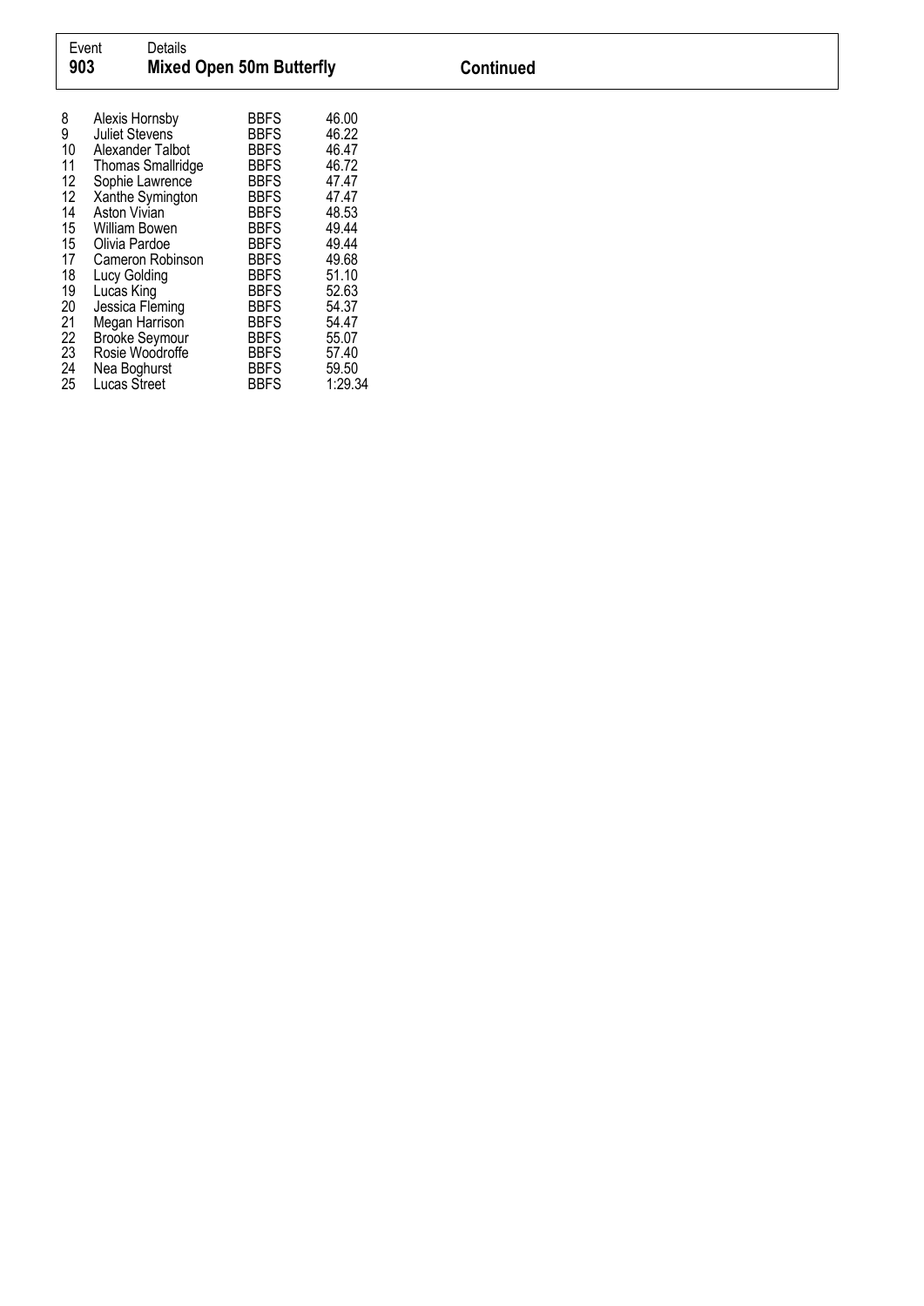| Event | Details | |
|---|---|---|
| **903** | **Mixed Open 50m Butterfly** | **Continued** |

| | | | |
|---|---|---|---|
| 8 | Alexis Hornsby | BBFS | 46.00 |
| 9 | Juliet Stevens | BBFS | 46.22 |
| 10 | Alexander Talbot | BBFS | 46.47 |
| 11 | Thomas Smallridge | BBFS | 46.72 |
| 12 | Sophie Lawrence | BBFS | 47.47 |
| 12 | Xanthe Symington | BBFS | 47.47 |
| 14 | Aston Vivian | BBFS | 48.53 |
| 15 | William Bowen | BBFS | 49.44 |
| 15 | Olivia Pardoe | BBFS | 49.44 |
| 17 | Cameron Robinson | BBFS | 49.68 |
| 18 | Lucy Golding | BBFS | 51.10 |
| 19 | Lucas King | BBFS | 52.63 |
| 20 | Jessica Fleming | BBFS | 54.37 |
| 21 | Megan Harrison | BBFS | 54.47 |
| 22 | Brooke Seymour | BBFS | 55.07 |
| 23 | Rosie Woodroffe | BBFS | 57.40 |
| 24 | Nea Boghurst | BBFS | 59.50 |
| 25 | Lucas Street | BBFS | 1:29.34 |